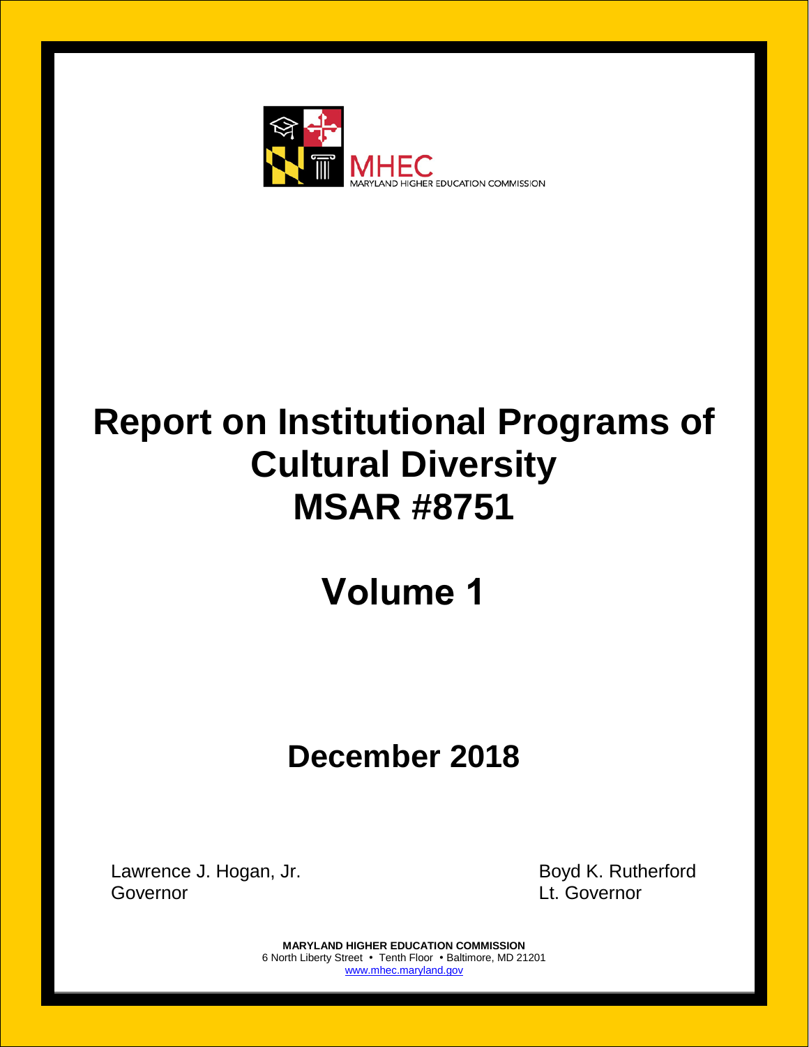MHEC
MARYLAND HIGHER EDUCATION COMMISSION

# Report on Institutional Programs of Cultural Diversity MSAR #8751

# Volume 1

## December 2018

Lawrence J. Hogan, Jr.
Governor

Boyd K. Rutherford
Lt. Governor

**MARYLAND HIGHER EDUCATION COMMISSION**
6 North Liberty Street • Tenth Floor • Baltimore, MD 21201
www.mhec.maryland.gov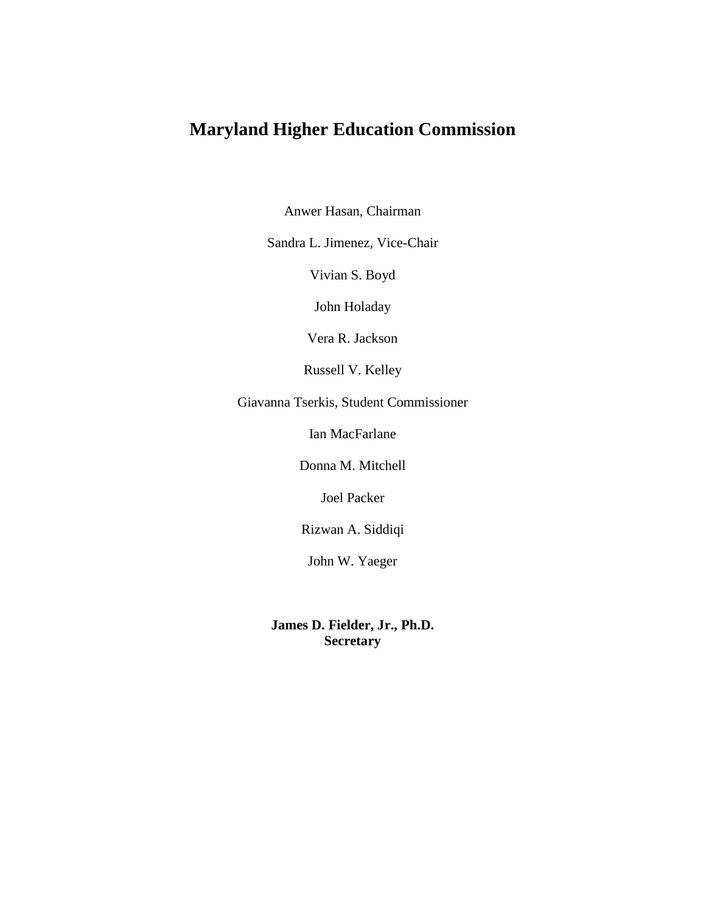# Maryland Higher Education Commission

Anwer Hasan, Chairman

Sandra L. Jimenez, Vice-Chair

Vivian S. Boyd

John Holaday

Vera R. Jackson

Russell V. Kelley

Giavanna Tserkis, Student Commissioner

Ian MacFarlane

Donna M. Mitchell

Joel Packer

Rizwan A. Siddiqi

John W. Yaeger

**James D. Fielder, Jr., Ph.D.**
**Secretary**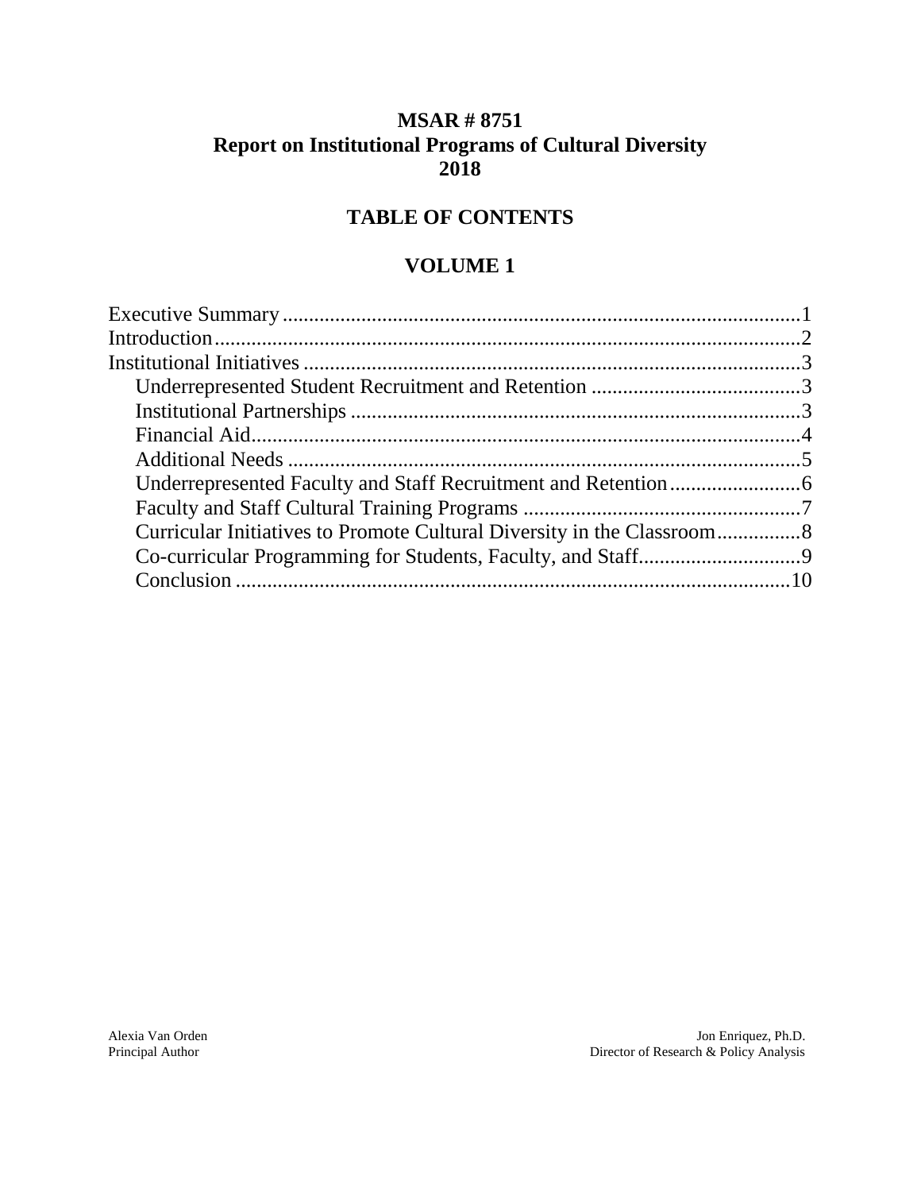# MSAR # 8751
# Report on Institutional Programs of Cultural Diversity
# 2018

## TABLE OF CONTENTS

## VOLUME 1

Executive Summary ....................................................................................................1
Introduction....................................................................................................................2
Institutional Initiatives ...............................................................................................3
- Underrepresented Student Recruitment and Retention .........................................3
- Institutional Partnerships .......................................................................................3
- Financial Aid..........................................................................................................4
- Additional Needs ....................................................................................................5
- Underrepresented Faculty and Staff Recruitment and Retention..........................6
- Faculty and Staff Cultural Training Programs .......................................................7
- Curricular Initiatives to Promote Cultural Diversity in the Classroom.................8
- Co-curricular Programming for Students, Faculty, and Staff................................9
- Conclusion ............................................................................................................10

Alexia Van Orden
Principal Author

Jon Enriquez, Ph.D.
Director of Research & Policy Analysis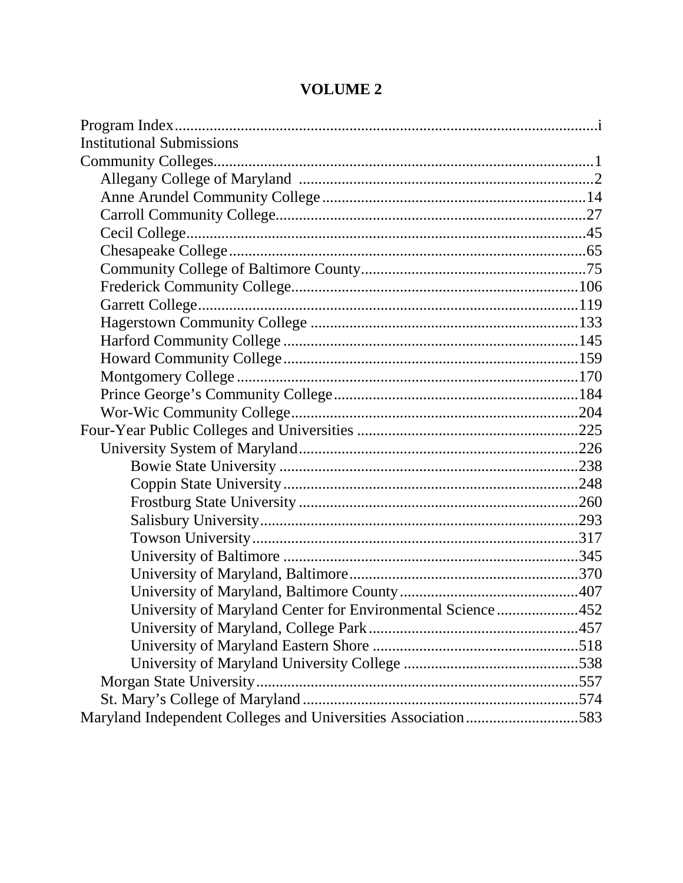# VOLUME 2

- Program Index .......... i
- Institutional Submissions
- Community Colleges .......... 1
  - Allegany College of Maryland .......... 2
  - Anne Arundel Community College .......... 14
  - Carroll Community College .......... 27
  - Cecil College .......... 45
  - Chesapeake College .......... 65
  - Community College of Baltimore County .......... 75
  - Frederick Community College .......... 106
  - Garrett College .......... 119
  - Hagerstown Community College .......... 133
  - Harford Community College .......... 145
  - Howard Community College .......... 159
  - Montgomery College .......... 170
  - Prince George's Community College .......... 184
  - Wor-Wic Community College .......... 204
- Four-Year Public Colleges and Universities .......... 225
  - University System of Maryland .......... 226
    - Bowie State University .......... 238
    - Coppin State University .......... 248
    - Frostburg State University .......... 260
    - Salisbury University .......... 293
    - Towson University .......... 317
    - University of Baltimore .......... 345
    - University of Maryland, Baltimore .......... 370
    - University of Maryland, Baltimore County .......... 407
    - University of Maryland Center for Environmental Science .......... 452
    - University of Maryland, College Park .......... 457
    - University of Maryland Eastern Shore .......... 518
    - University of Maryland University College .......... 538
  - Morgan State University .......... 557
  - St. Mary's College of Maryland .......... 574
- Maryland Independent Colleges and Universities Association .......... 583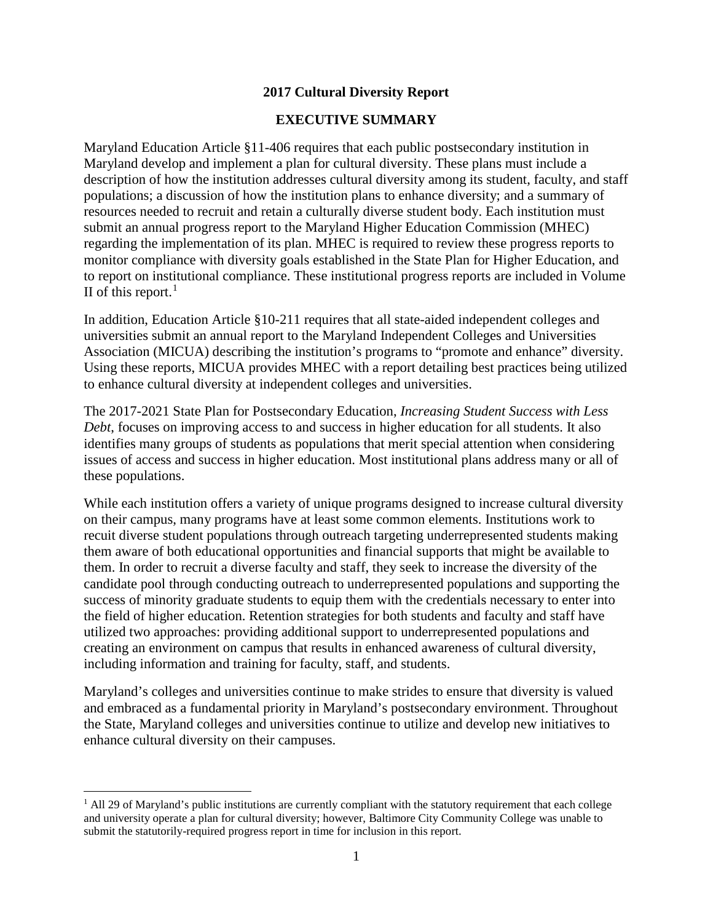## 2017 Cultural Diversity Report

## EXECUTIVE SUMMARY

Maryland Education Article §11-406 requires that each public postsecondary institution in Maryland develop and implement a plan for cultural diversity. These plans must include a description of how the institution addresses cultural diversity among its student, faculty, and staff populations; a discussion of how the institution plans to enhance diversity; and a summary of resources needed to recruit and retain a culturally diverse student body. Each institution must submit an annual progress report to the Maryland Higher Education Commission (MHEC) regarding the implementation of its plan. MHEC is required to review these progress reports to monitor compliance with diversity goals established in the State Plan for Higher Education, and to report on institutional compliance. These institutional progress reports are included in Volume II of this report.[1]

In addition, Education Article §10-211 requires that all state-aided independent colleges and universities submit an annual report to the Maryland Independent Colleges and Universities Association (MICUA) describing the institution's programs to "promote and enhance" diversity. Using these reports, MICUA provides MHEC with a report detailing best practices being utilized to enhance cultural diversity at independent colleges and universities.

The 2017-2021 State Plan for Postsecondary Education, *Increasing Student Success with Less Debt*, focuses on improving access to and success in higher education for all students. It also identifies many groups of students as populations that merit special attention when considering issues of access and success in higher education. Most institutional plans address many or all of these populations.

While each institution offers a variety of unique programs designed to increase cultural diversity on their campus, many programs have at least some common elements. Institutions work to recuit diverse student populations through outreach targeting underrepresented students making them aware of both educational opportunities and financial supports that might be available to them. In order to recruit a diverse faculty and staff, they seek to increase the diversity of the candidate pool through conducting outreach to underrepresented populations and supporting the success of minority graduate students to equip them with the credentials necessary to enter into the field of higher education. Retention strategies for both students and faculty and staff have utilized two approaches: providing additional support to underrepresented populations and creating an environment on campus that results in enhanced awareness of cultural diversity, including information and training for faculty, staff, and students.

Maryland's colleges and universities continue to make strides to ensure that diversity is valued and embraced as a fundamental priority in Maryland's postsecondary environment. Throughout the State, Maryland colleges and universities continue to utilize and develop new initiatives to enhance cultural diversity on their campuses.

---

[1] All 29 of Maryland's public institutions are currently compliant with the statutory requirement that each college and university operate a plan for cultural diversity; however, Baltimore City Community College was unable to submit the statutorily-required progress report in time for inclusion in this report.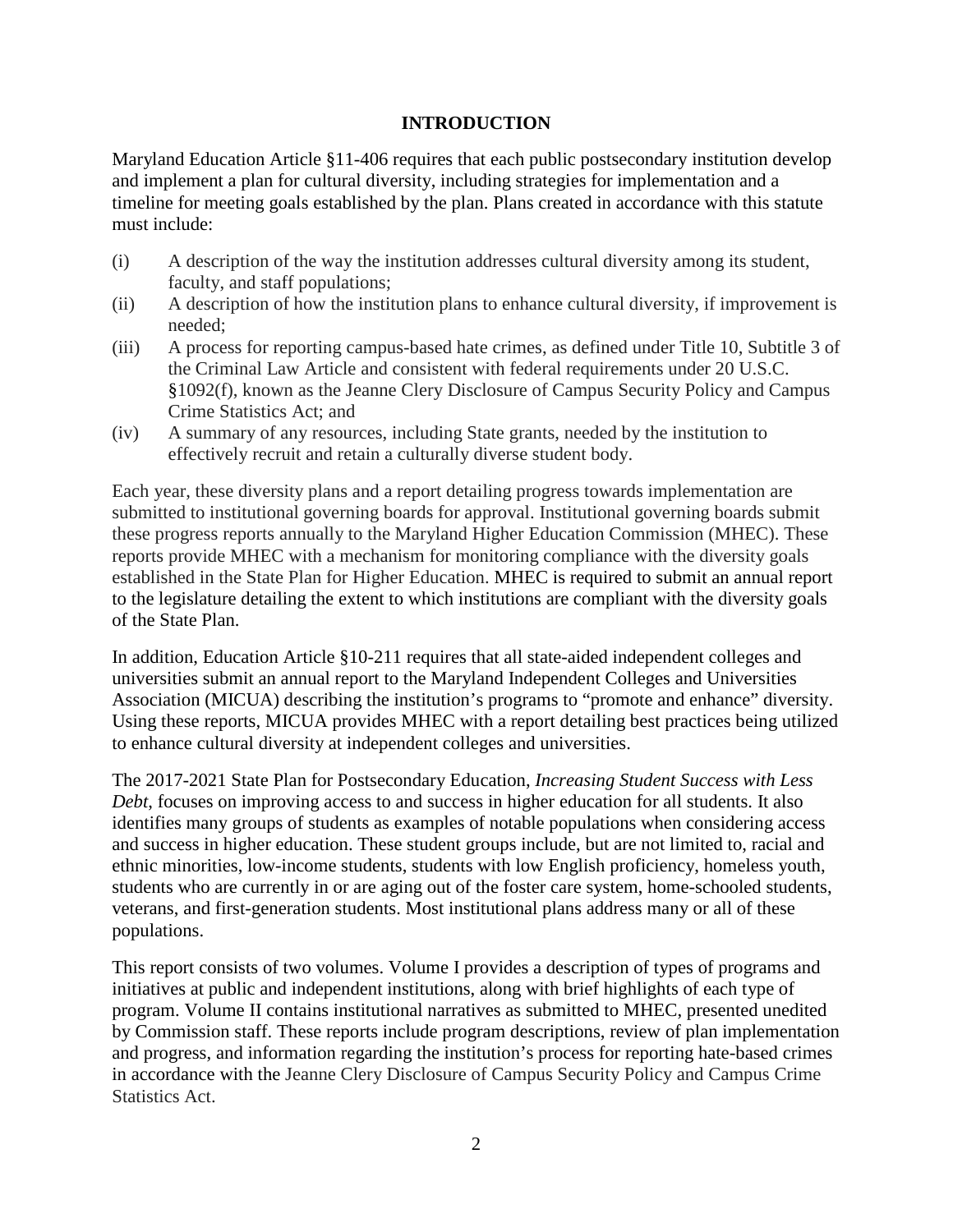## INTRODUCTION

Maryland Education Article §11-406 requires that each public postsecondary institution develop and implement a plan for cultural diversity, including strategies for implementation and a timeline for meeting goals established by the plan. Plans created in accordance with this statute must include:

(i) A description of the way the institution addresses cultural diversity among its student, faculty, and staff populations;

(ii) A description of how the institution plans to enhance cultural diversity, if improvement is needed;

(iii) A process for reporting campus-based hate crimes, as defined under Title 10, Subtitle 3 of the Criminal Law Article and consistent with federal requirements under 20 U.S.C. §1092(f), known as the Jeanne Clery Disclosure of Campus Security Policy and Campus Crime Statistics Act; and

(iv) A summary of any resources, including State grants, needed by the institution to effectively recruit and retain a culturally diverse student body.

Each year, these diversity plans and a report detailing progress towards implementation are submitted to institutional governing boards for approval. Institutional governing boards submit these progress reports annually to the Maryland Higher Education Commission (MHEC). These reports provide MHEC with a mechanism for monitoring compliance with the diversity goals established in the State Plan for Higher Education. MHEC is required to submit an annual report to the legislature detailing the extent to which institutions are compliant with the diversity goals of the State Plan.

In addition, Education Article §10-211 requires that all state-aided independent colleges and universities submit an annual report to the Maryland Independent Colleges and Universities Association (MICUA) describing the institution's programs to "promote and enhance" diversity. Using these reports, MICUA provides MHEC with a report detailing best practices being utilized to enhance cultural diversity at independent colleges and universities.

The 2017-2021 State Plan for Postsecondary Education, *Increasing Student Success with Less Debt*, focuses on improving access to and success in higher education for all students. It also identifies many groups of students as examples of notable populations when considering access and success in higher education. These student groups include, but are not limited to, racial and ethnic minorities, low-income students, students with low English proficiency, homeless youth, students who are currently in or are aging out of the foster care system, home-schooled students, veterans, and first-generation students. Most institutional plans address many or all of these populations.

This report consists of two volumes. Volume I provides a description of types of programs and initiatives at public and independent institutions, along with brief highlights of each type of program. Volume II contains institutional narratives as submitted to MHEC, presented unedited by Commission staff. These reports include program descriptions, review of plan implementation and progress, and information regarding the institution's process for reporting hate-based crimes in accordance with the Jeanne Clery Disclosure of Campus Security Policy and Campus Crime Statistics Act.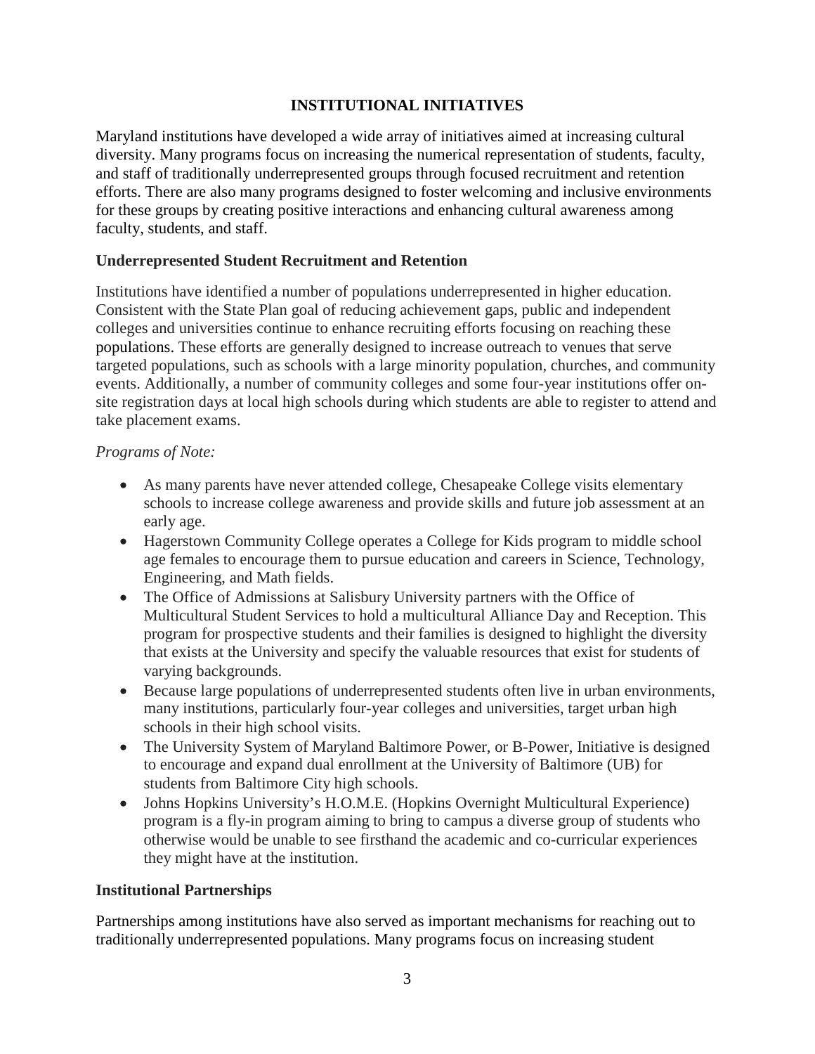## INSTITUTIONAL INITIATIVES

Maryland institutions have developed a wide array of initiatives aimed at increasing cultural diversity. Many programs focus on increasing the numerical representation of students, faculty, and staff of traditionally underrepresented groups through focused recruitment and retention efforts. There are also many programs designed to foster welcoming and inclusive environments for these groups by creating positive interactions and enhancing cultural awareness among faculty, students, and staff.

### Underrepresented Student Recruitment and Retention

Institutions have identified a number of populations underrepresented in higher education. Consistent with the State Plan goal of reducing achievement gaps, public and independent colleges and universities continue to enhance recruiting efforts focusing on reaching these populations. These efforts are generally designed to increase outreach to venues that serve targeted populations, such as schools with a large minority population, churches, and community events. Additionally, a number of community colleges and some four-year institutions offer on-site registration days at local high schools during which students are able to register to attend and take placement exams.

*Programs of Note:*

- As many parents have never attended college, Chesapeake College visits elementary schools to increase college awareness and provide skills and future job assessment at an early age.
- Hagerstown Community College operates a College for Kids program to middle school age females to encourage them to pursue education and careers in Science, Technology, Engineering, and Math fields.
- The Office of Admissions at Salisbury University partners with the Office of Multicultural Student Services to hold a multicultural Alliance Day and Reception. This program for prospective students and their families is designed to highlight the diversity that exists at the University and specify the valuable resources that exist for students of varying backgrounds.
- Because large populations of underrepresented students often live in urban environments, many institutions, particularly four-year colleges and universities, target urban high schools in their high school visits.
- The University System of Maryland Baltimore Power, or B-Power, Initiative is designed to encourage and expand dual enrollment at the University of Baltimore (UB) for students from Baltimore City high schools.
- Johns Hopkins University's H.O.M.E. (Hopkins Overnight Multicultural Experience) program is a fly-in program aiming to bring to campus a diverse group of students who otherwise would be unable to see firsthand the academic and co-curricular experiences they might have at the institution.

### Institutional Partnerships

Partnerships among institutions have also served as important mechanisms for reaching out to traditionally underrepresented populations. Many programs focus on increasing student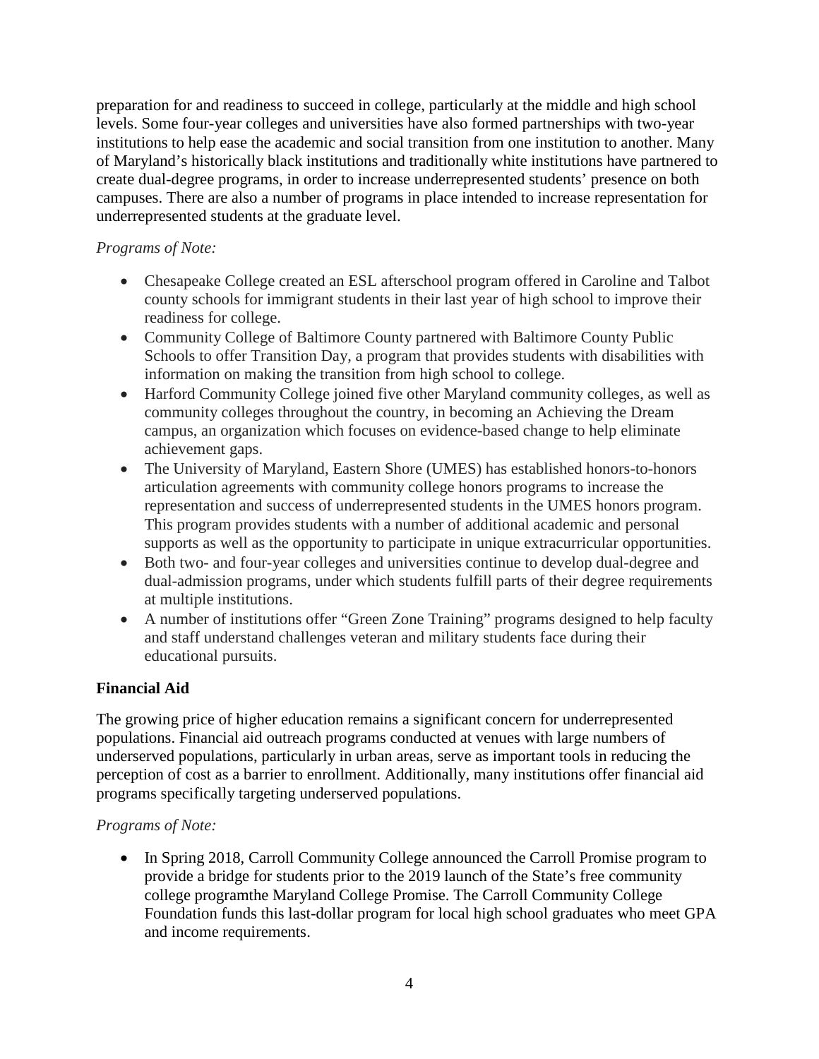preparation for and readiness to succeed in college, particularly at the middle and high school levels. Some four-year colleges and universities have also formed partnerships with two-year institutions to help ease the academic and social transition from one institution to another. Many of Maryland's historically black institutions and traditionally white institutions have partnered to create dual-degree programs, in order to increase underrepresented students' presence on both campuses. There are also a number of programs in place intended to increase representation for underrepresented students at the graduate level.

*Programs of Note:*

- Chesapeake College created an ESL afterschool program offered in Caroline and Talbot county schools for immigrant students in their last year of high school to improve their readiness for college.
- Community College of Baltimore County partnered with Baltimore County Public Schools to offer Transition Day, a program that provides students with disabilities with information on making the transition from high school to college.
- Harford Community College joined five other Maryland community colleges, as well as community colleges throughout the country, in becoming an Achieving the Dream campus, an organization which focuses on evidence-based change to help eliminate achievement gaps.
- The University of Maryland, Eastern Shore (UMES) has established honors-to-honors articulation agreements with community college honors programs to increase the representation and success of underrepresented students in the UMES honors program. This program provides students with a number of additional academic and personal supports as well as the opportunity to participate in unique extracurricular opportunities.
- Both two- and four-year colleges and universities continue to develop dual-degree and dual-admission programs, under which students fulfill parts of their degree requirements at multiple institutions.
- A number of institutions offer "Green Zone Training" programs designed to help faculty and staff understand challenges veteran and military students face during their educational pursuits.

**Financial Aid**

The growing price of higher education remains a significant concern for underrepresented populations. Financial aid outreach programs conducted at venues with large numbers of underserved populations, particularly in urban areas, serve as important tools in reducing the perception of cost as a barrier to enrollment. Additionally, many institutions offer financial aid programs specifically targeting underserved populations.

*Programs of Note:*

- In Spring 2018, Carroll Community College announced the Carroll Promise program to provide a bridge for students prior to the 2019 launch of the State's free community college programthe Maryland College Promise. The Carroll Community College Foundation funds this last-dollar program for local high school graduates who meet GPA and income requirements.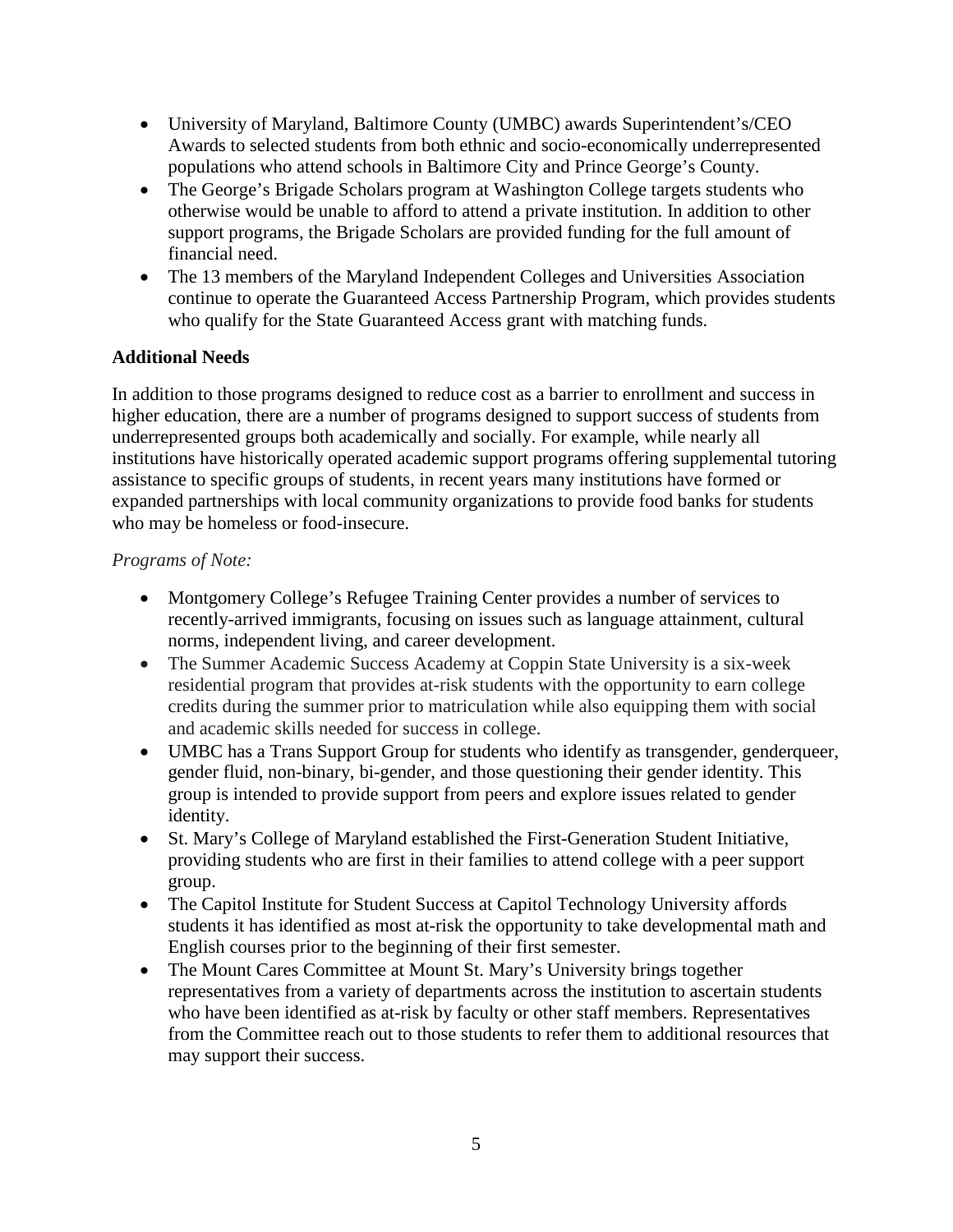- University of Maryland, Baltimore County (UMBC) awards Superintendent's/CEO Awards to selected students from both ethnic and socio-economically underrepresented populations who attend schools in Baltimore City and Prince George's County.
- The George's Brigade Scholars program at Washington College targets students who otherwise would be unable to afford to attend a private institution. In addition to other support programs, the Brigade Scholars are provided funding for the full amount of financial need.
- The 13 members of the Maryland Independent Colleges and Universities Association continue to operate the Guaranteed Access Partnership Program, which provides students who qualify for the State Guaranteed Access grant with matching funds.

**Additional Needs**

In addition to those programs designed to reduce cost as a barrier to enrollment and success in higher education, there are a number of programs designed to support success of students from underrepresented groups both academically and socially. For example, while nearly all institutions have historically operated academic support programs offering supplemental tutoring assistance to specific groups of students, in recent years many institutions have formed or expanded partnerships with local community organizations to provide food banks for students who may be homeless or food-insecure.

*Programs of Note:*

- Montgomery College's Refugee Training Center provides a number of services to recently-arrived immigrants, focusing on issues such as language attainment, cultural norms, independent living, and career development.
- The Summer Academic Success Academy at Coppin State University is a six-week residential program that provides at-risk students with the opportunity to earn college credits during the summer prior to matriculation while also equipping them with social and academic skills needed for success in college.
- UMBC has a Trans Support Group for students who identify as transgender, genderqueer, gender fluid, non-binary, bi-gender, and those questioning their gender identity. This group is intended to provide support from peers and explore issues related to gender identity.
- St. Mary's College of Maryland established the First-Generation Student Initiative, providing students who are first in their families to attend college with a peer support group.
- The Capitol Institute for Student Success at Capitol Technology University affords students it has identified as most at-risk the opportunity to take developmental math and English courses prior to the beginning of their first semester.
- The Mount Cares Committee at Mount St. Mary's University brings together representatives from a variety of departments across the institution to ascertain students who have been identified as at-risk by faculty or other staff members. Representatives from the Committee reach out to those students to refer them to additional resources that may support their success.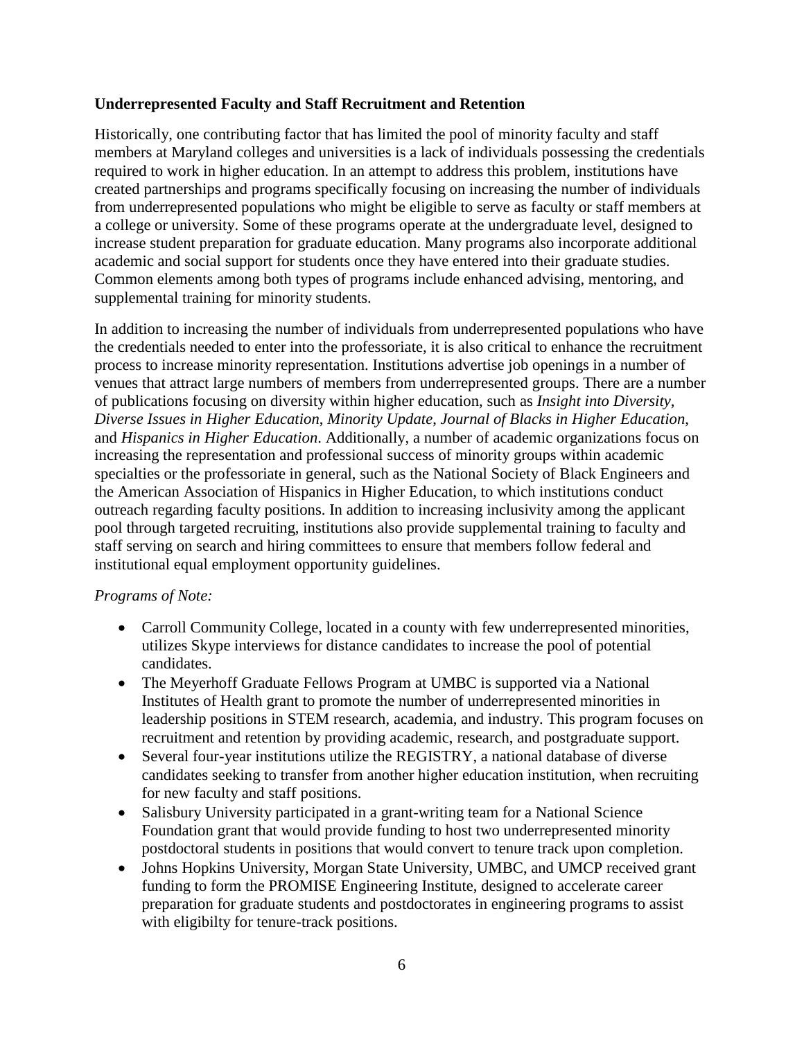**Underrepresented Faculty and Staff Recruitment and Retention**

Historically, one contributing factor that has limited the pool of minority faculty and staff members at Maryland colleges and universities is a lack of individuals possessing the credentials required to work in higher education. In an attempt to address this problem, institutions have created partnerships and programs specifically focusing on increasing the number of individuals from underrepresented populations who might be eligible to serve as faculty or staff members at a college or university. Some of these programs operate at the undergraduate level, designed to increase student preparation for graduate education. Many programs also incorporate additional academic and social support for students once they have entered into their graduate studies. Common elements among both types of programs include enhanced advising, mentoring, and supplemental training for minority students.

In addition to increasing the number of individuals from underrepresented populations who have the credentials needed to enter into the professoriate, it is also critical to enhance the recruitment process to increase minority representation. Institutions advertise job openings in a number of venues that attract large numbers of members from underrepresented groups. There are a number of publications focusing on diversity within higher education, such as *Insight into Diversity*, *Diverse Issues in Higher Education*, *Minority Update*, *Journal of Blacks in Higher Education*, and *Hispanics in Higher Education*. Additionally, a number of academic organizations focus on increasing the representation and professional success of minority groups within academic specialties or the professoriate in general, such as the National Society of Black Engineers and the American Association of Hispanics in Higher Education, to which institutions conduct outreach regarding faculty positions. In addition to increasing inclusivity among the applicant pool through targeted recruiting, institutions also provide supplemental training to faculty and staff serving on search and hiring committees to ensure that members follow federal and institutional equal employment opportunity guidelines.

*Programs of Note:*

- Carroll Community College, located in a county with few underrepresented minorities, utilizes Skype interviews for distance candidates to increase the pool of potential candidates.
- The Meyerhoff Graduate Fellows Program at UMBC is supported via a National Institutes of Health grant to promote the number of underrepresented minorities in leadership positions in STEM research, academia, and industry. This program focuses on recruitment and retention by providing academic, research, and postgraduate support.
- Several four-year institutions utilize the REGISTRY, a national database of diverse candidates seeking to transfer from another higher education institution, when recruiting for new faculty and staff positions.
- Salisbury University participated in a grant-writing team for a National Science Foundation grant that would provide funding to host two underrepresented minority postdoctoral students in positions that would convert to tenure track upon completion.
- Johns Hopkins University, Morgan State University, UMBC, and UMCP received grant funding to form the PROMISE Engineering Institute, designed to accelerate career preparation for graduate students and postdoctorates in engineering programs to assist with eligibilty for tenure-track positions.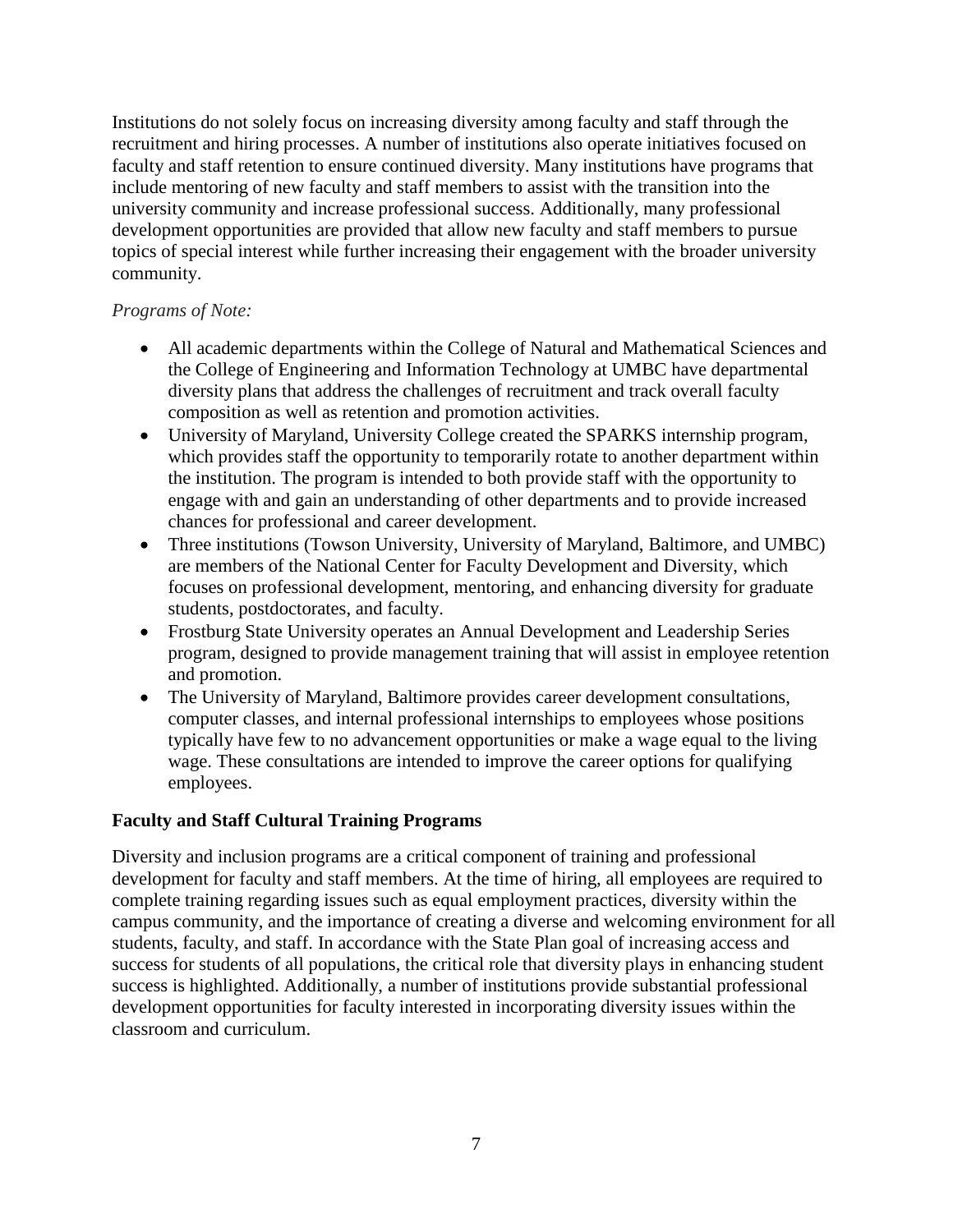Institutions do not solely focus on increasing diversity among faculty and staff through the recruitment and hiring processes. A number of institutions also operate initiatives focused on faculty and staff retention to ensure continued diversity. Many institutions have programs that include mentoring of new faculty and staff members to assist with the transition into the university community and increase professional success. Additionally, many professional development opportunities are provided that allow new faculty and staff members to pursue topics of special interest while further increasing their engagement with the broader university community.

*Programs of Note:*

- All academic departments within the College of Natural and Mathematical Sciences and the College of Engineering and Information Technology at UMBC have departmental diversity plans that address the challenges of recruitment and track overall faculty composition as well as retention and promotion activities.
- University of Maryland, University College created the SPARKS internship program, which provides staff the opportunity to temporarily rotate to another department within the institution. The program is intended to both provide staff with the opportunity to engage with and gain an understanding of other departments and to provide increased chances for professional and career development.
- Three institutions (Towson University, University of Maryland, Baltimore, and UMBC) are members of the National Center for Faculty Development and Diversity, which focuses on professional development, mentoring, and enhancing diversity for graduate students, postdoctorates, and faculty.
- Frostburg State University operates an Annual Development and Leadership Series program, designed to provide management training that will assist in employee retention and promotion.
- The University of Maryland, Baltimore provides career development consultations, computer classes, and internal professional internships to employees whose positions typically have few to no advancement opportunities or make a wage equal to the living wage. These consultations are intended to improve the career options for qualifying employees.

**Faculty and Staff Cultural Training Programs**

Diversity and inclusion programs are a critical component of training and professional development for faculty and staff members. At the time of hiring, all employees are required to complete training regarding issues such as equal employment practices, diversity within the campus community, and the importance of creating a diverse and welcoming environment for all students, faculty, and staff. In accordance with the State Plan goal of increasing access and success for students of all populations, the critical role that diversity plays in enhancing student success is highlighted. Additionally, a number of institutions provide substantial professional development opportunities for faculty interested in incorporating diversity issues within the classroom and curriculum.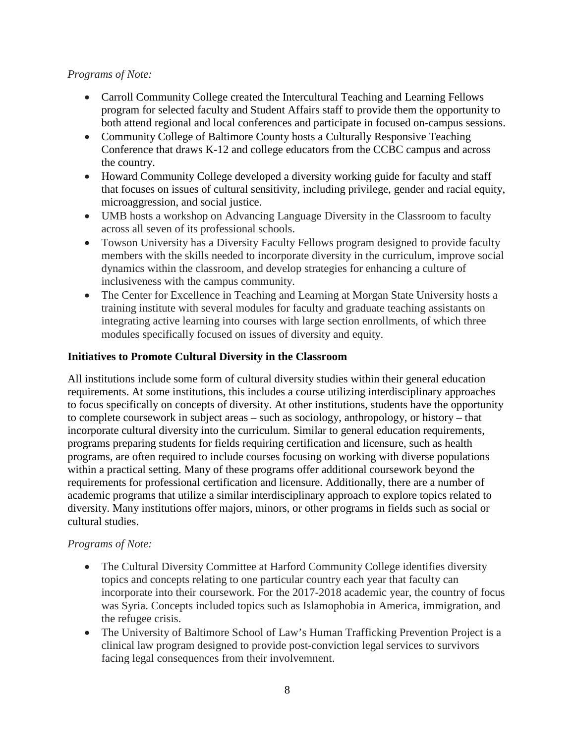*Programs of Note:*

- Carroll Community College created the Intercultural Teaching and Learning Fellows program for selected faculty and Student Affairs staff to provide them the opportunity to both attend regional and local conferences and participate in focused on-campus sessions.
- Community College of Baltimore County hosts a Culturally Responsive Teaching Conference that draws K-12 and college educators from the CCBC campus and across the country.
- Howard Community College developed a diversity working guide for faculty and staff that focuses on issues of cultural sensitivity, including privilege, gender and racial equity, microaggression, and social justice.
- UMB hosts a workshop on Advancing Language Diversity in the Classroom to faculty across all seven of its professional schools.
- Towson University has a Diversity Faculty Fellows program designed to provide faculty members with the skills needed to incorporate diversity in the curriculum, improve social dynamics within the classroom, and develop strategies for enhancing a culture of inclusiveness with the campus community.
- The Center for Excellence in Teaching and Learning at Morgan State University hosts a training institute with several modules for faculty and graduate teaching assistants on integrating active learning into courses with large section enrollments, of which three modules specifically focused on issues of diversity and equity.

**Initiatives to Promote Cultural Diversity in the Classroom**

All institutions include some form of cultural diversity studies within their general education requirements. At some institutions, this includes a course utilizing interdisciplinary approaches to focus specifically on concepts of diversity. At other institutions, students have the opportunity to complete coursework in subject areas – such as sociology, anthropology, or history – that incorporate cultural diversity into the curriculum. Similar to general education requirements, programs preparing students for fields requiring certification and licensure, such as health programs, are often required to include courses focusing on working with diverse populations within a practical setting. Many of these programs offer additional coursework beyond the requirements for professional certification and licensure. Additionally, there are a number of academic programs that utilize a similar interdisciplinary approach to explore topics related to diversity. Many institutions offer majors, minors, or other programs in fields such as social or cultural studies.

*Programs of Note:*

- The Cultural Diversity Committee at Harford Community College identifies diversity topics and concepts relating to one particular country each year that faculty can incorporate into their coursework. For the 2017-2018 academic year, the country of focus was Syria. Concepts included topics such as Islamophobia in America, immigration, and the refugee crisis.
- The University of Baltimore School of Law's Human Trafficking Prevention Project is a clinical law program designed to provide post-conviction legal services to survivors facing legal consequences from their involvemnent.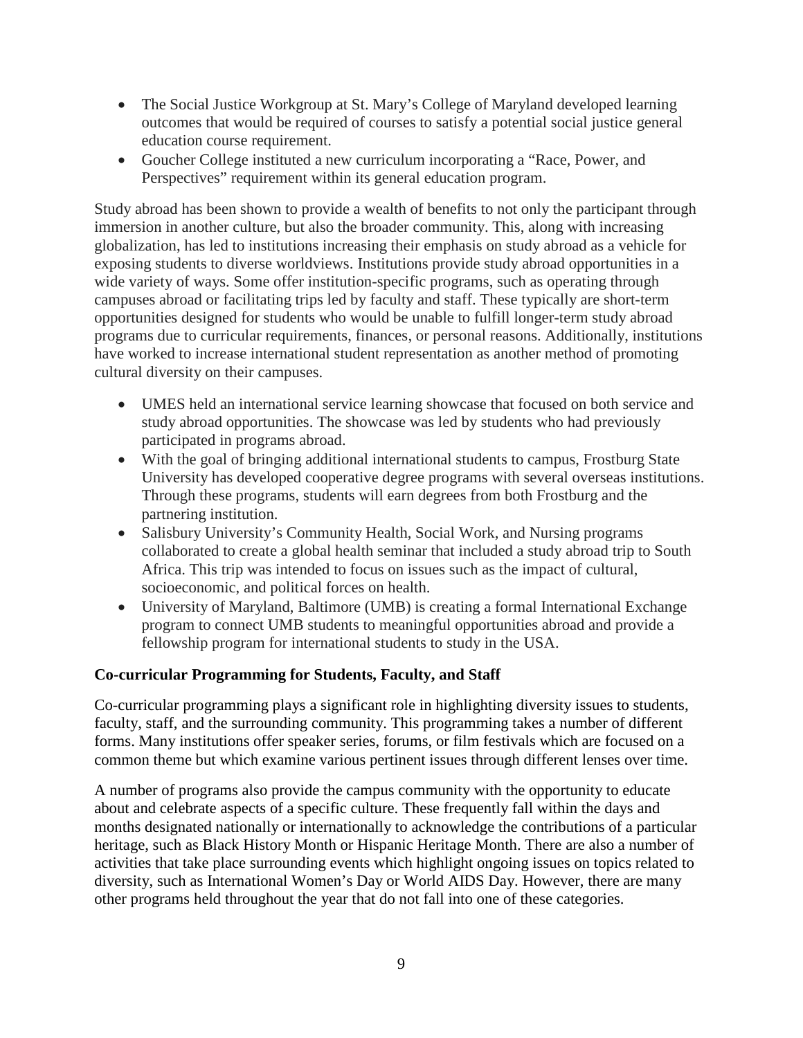- The Social Justice Workgroup at St. Mary's College of Maryland developed learning outcomes that would be required of courses to satisfy a potential social justice general education course requirement.
- Goucher College instituted a new curriculum incorporating a "Race, Power, and Perspectives" requirement within its general education program.

Study abroad has been shown to provide a wealth of benefits to not only the participant through immersion in another culture, but also the broader community. This, along with increasing globalization, has led to institutions increasing their emphasis on study abroad as a vehicle for exposing students to diverse worldviews. Institutions provide study abroad opportunities in a wide variety of ways. Some offer institution-specific programs, such as operating through campuses abroad or facilitating trips led by faculty and staff. These typically are short-term opportunities designed for students who would be unable to fulfill longer-term study abroad programs due to curricular requirements, finances, or personal reasons. Additionally, institutions have worked to increase international student representation as another method of promoting cultural diversity on their campuses.

- UMES held an international service learning showcase that focused on both service and study abroad opportunities. The showcase was led by students who had previously participated in programs abroad.
- With the goal of bringing additional international students to campus, Frostburg State University has developed cooperative degree programs with several overseas institutions. Through these programs, students will earn degrees from both Frostburg and the partnering institution.
- Salisbury University's Community Health, Social Work, and Nursing programs collaborated to create a global health seminar that included a study abroad trip to South Africa. This trip was intended to focus on issues such as the impact of cultural, socioeconomic, and political forces on health.
- University of Maryland, Baltimore (UMB) is creating a formal International Exchange program to connect UMB students to meaningful opportunities abroad and provide a fellowship program for international students to study in the USA.

**Co-curricular Programming for Students, Faculty, and Staff**

Co-curricular programming plays a significant role in highlighting diversity issues to students, faculty, staff, and the surrounding community. This programming takes a number of different forms. Many institutions offer speaker series, forums, or film festivals which are focused on a common theme but which examine various pertinent issues through different lenses over time.

A number of programs also provide the campus community with the opportunity to educate about and celebrate aspects of a specific culture. These frequently fall within the days and months designated nationally or internationally to acknowledge the contributions of a particular heritage, such as Black History Month or Hispanic Heritage Month. There are also a number of activities that take place surrounding events which highlight ongoing issues on topics related to diversity, such as International Women's Day or World AIDS Day. However, there are many other programs held throughout the year that do not fall into one of these categories.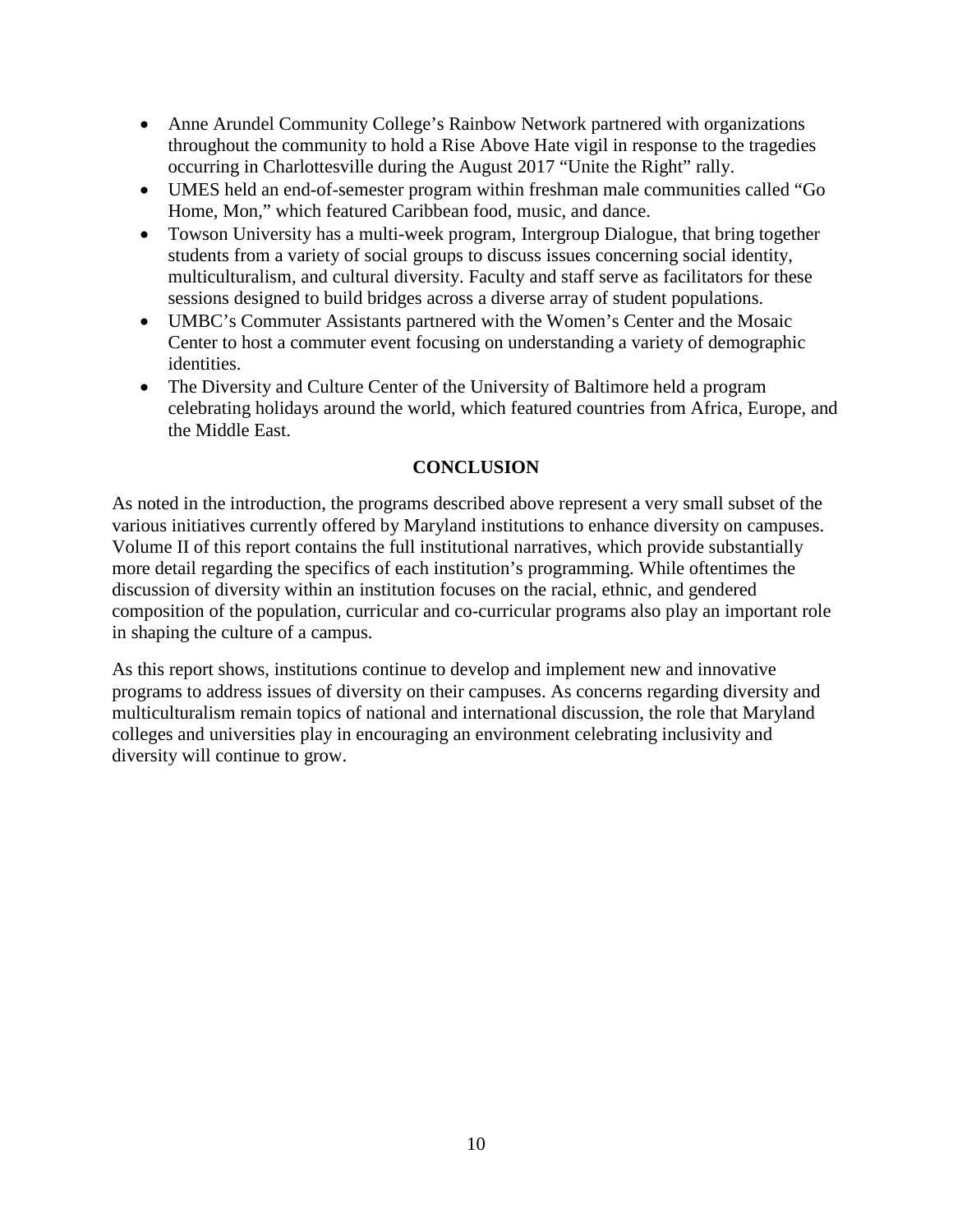- Anne Arundel Community College's Rainbow Network partnered with organizations throughout the community to hold a Rise Above Hate vigil in response to the tragedies occurring in Charlottesville during the August 2017 "Unite the Right" rally.
- UMES held an end-of-semester program within freshman male communities called "Go Home, Mon," which featured Caribbean food, music, and dance.
- Towson University has a multi-week program, Intergroup Dialogue, that bring together students from a variety of social groups to discuss issues concerning social identity, multiculturalism, and cultural diversity. Faculty and staff serve as facilitators for these sessions designed to build bridges across a diverse array of student populations.
- UMBC's Commuter Assistants partnered with the Women's Center and the Mosaic Center to host a commuter event focusing on understanding a variety of demographic identities.
- The Diversity and Culture Center of the University of Baltimore held a program celebrating holidays around the world, which featured countries from Africa, Europe, and the Middle East.

## CONCLUSION

As noted in the introduction, the programs described above represent a very small subset of the various initiatives currently offered by Maryland institutions to enhance diversity on campuses. Volume II of this report contains the full institutional narratives, which provide substantially more detail regarding the specifics of each institution's programming. While oftentimes the discussion of diversity within an institution focuses on the racial, ethnic, and gendered composition of the population, curricular and co-curricular programs also play an important role in shaping the culture of a campus.

As this report shows, institutions continue to develop and implement new and innovative programs to address issues of diversity on their campuses. As concerns regarding diversity and multiculturalism remain topics of national and international discussion, the role that Maryland colleges and universities play in encouraging an environment celebrating inclusivity and diversity will continue to grow.